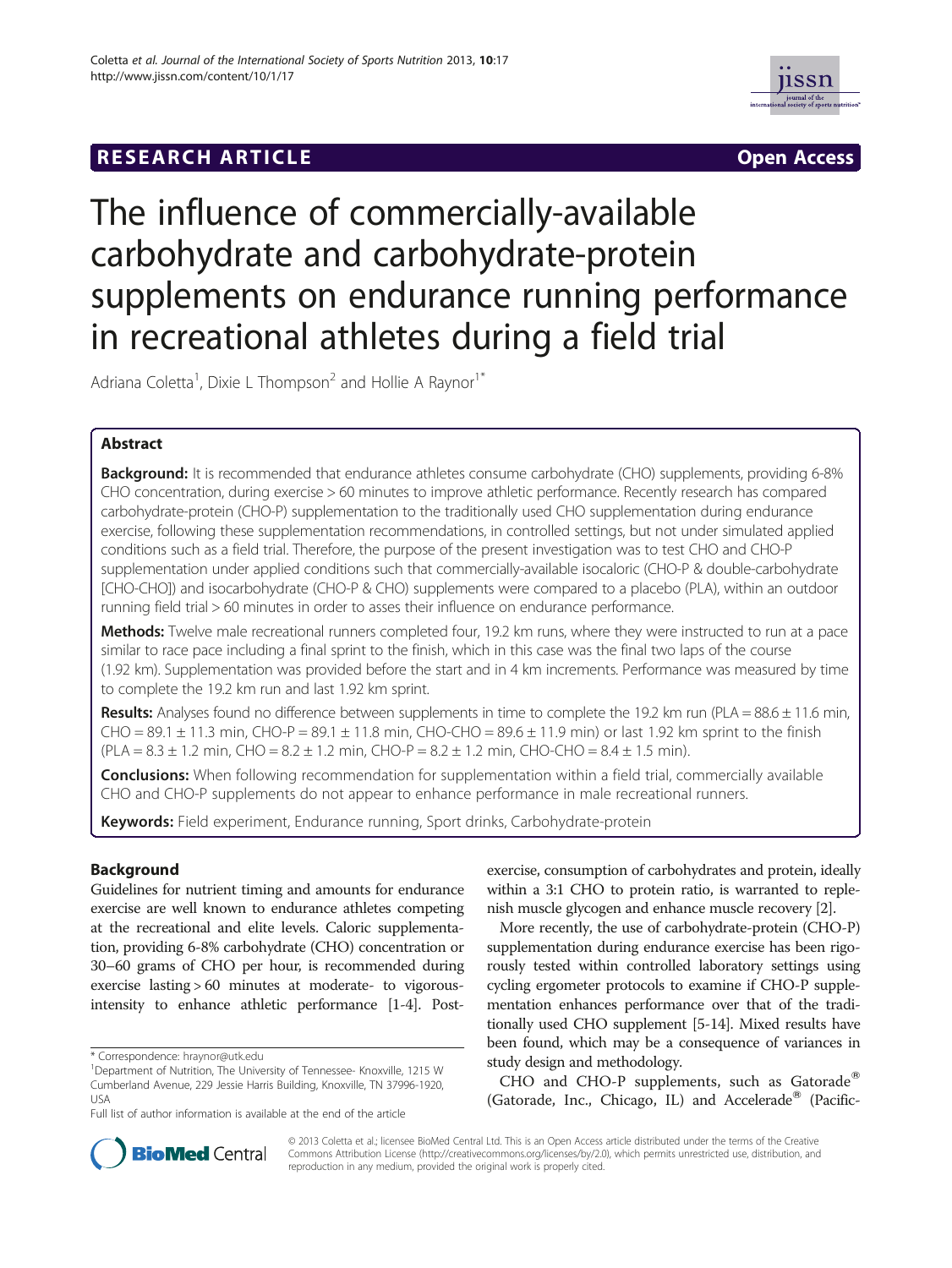RESEARCH ARTICLE

Open Access

# The influence of commercially-available carbohydrate and carbohydrate-protein supplements on endurance running performance in recreational athletes during a field trial

Adriana Coletta[1], Dixie L Thompson[2] and Hollie A Raynor[1*]

## Abstract

**Background:** It is recommended that endurance athletes consume carbohydrate (CHO) supplements, providing 6-8% CHO concentration, during exercise > 60 minutes to improve athletic performance. Recently research has compared carbohydrate-protein (CHO-P) supplementation to the traditionally used CHO supplementation during endurance exercise, following these supplementation recommendations, in controlled settings, but not under simulated applied conditions such as a field trial. Therefore, the purpose of the present investigation was to test CHO and CHO-P supplementation under applied conditions such that commercially-available isocaloric (CHO-P & double-carbohydrate [CHO-CHO]) and isocarbohydrate (CHO-P & CHO) supplements were compared to a placebo (PLA), within an outdoor running field trial > 60 minutes in order to asses their influence on endurance performance.

**Methods:** Twelve male recreational runners completed four, 19.2 km runs, where they were instructed to run at a pace similar to race pace including a final sprint to the finish, which in this case was the final two laps of the course (1.92 km). Supplementation was provided before the start and in 4 km increments. Performance was measured by time to complete the 19.2 km run and last 1.92 km sprint.

**Results:** Analyses found no difference between supplements in time to complete the 19.2 km run (PLA = 88.6 ± 11.6 min, CHO = 89.1 ± 11.3 min, CHO-P = 89.1 ± 11.8 min, CHO-CHO = 89.6 ± 11.9 min) or last 1.92 km sprint to the finish (PLA = 8.3 ± 1.2 min, CHO = 8.2 ± 1.2 min, CHO-P = 8.2 ± 1.2 min, CHO-CHO = 8.4 ± 1.5 min).

**Conclusions:** When following recommendation for supplementation within a field trial, commercially available CHO and CHO-P supplements do not appear to enhance performance in male recreational runners.

**Keywords:** Field experiment, Endurance running, Sport drinks, Carbohydrate-protein

## Background

Guidelines for nutrient timing and amounts for endurance exercise are well known to endurance athletes competing at the recreational and elite levels. Caloric supplementation, providing 6-8% carbohydrate (CHO) concentration or 30–60 grams of CHO per hour, is recommended during exercise lasting > 60 minutes at moderate- to vigorous-intensity to enhance athletic performance [1-4]. Post-exercise, consumption of carbohydrates and protein, ideally within a 3:1 CHO to protein ratio, is warranted to replenish muscle glycogen and enhance muscle recovery [2].

More recently, the use of carbohydrate-protein (CHO-P) supplementation during endurance exercise has been rigorously tested within controlled laboratory settings using cycling ergometer protocols to examine if CHO-P supplementation enhances performance over that of the traditionally used CHO supplement [5-14]. Mixed results have been found, which may be a consequence of variances in study design and methodology.

CHO and CHO-P supplements, such as Gatorade® (Gatorade, Inc., Chicago, IL) and Accelerade® (Pacific-

\* Correspondence: hraynor@utk.edu
[1]Department of Nutrition, The University of Tennessee- Knoxville, 1215 W Cumberland Avenue, 229 Jessie Harris Building, Knoxville, TN 37996-1920, USA
Full list of author information is available at the end of the article

© 2013 Coletta et al.; licensee BioMed Central Ltd. This is an Open Access article distributed under the terms of the Creative Commons Attribution License (http://creativecommons.org/licenses/by/2.0), which permits unrestricted use, distribution, and reproduction in any medium, provided the original work is properly cited.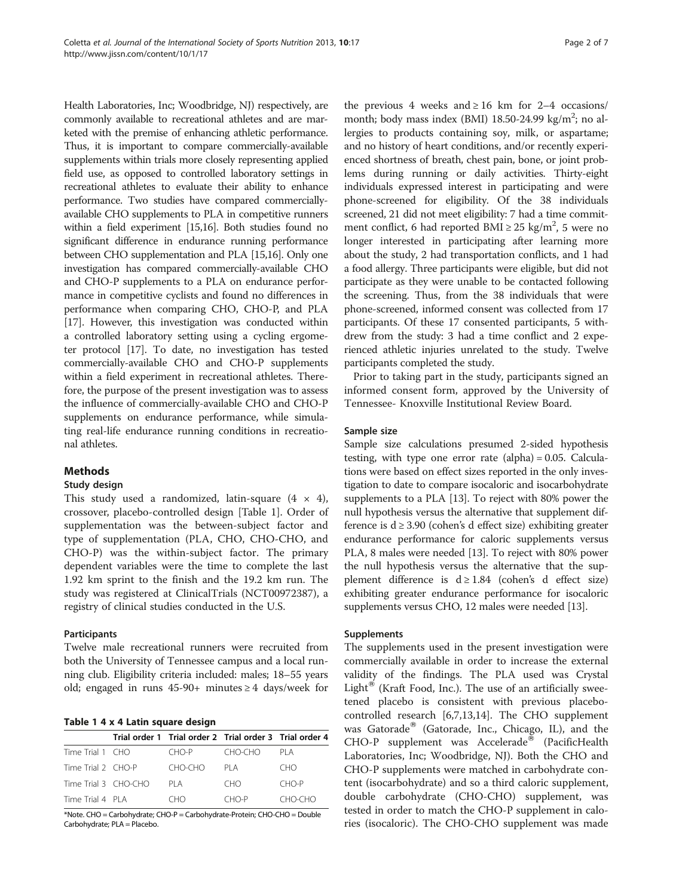Health Laboratories, Inc; Woodbridge, NJ) respectively, are commonly available to recreational athletes and are marketed with the premise of enhancing athletic performance. Thus, it is important to compare commercially-available supplements within trials more closely representing applied field use, as opposed to controlled laboratory settings in recreational athletes to evaluate their ability to enhance performance. Two studies have compared commercially-available CHO supplements to PLA in competitive runners within a field experiment [15,16]. Both studies found no significant difference in endurance running performance between CHO supplementation and PLA [15,16]. Only one investigation has compared commercially-available CHO and CHO-P supplements to a PLA on endurance performance in competitive cyclists and found no differences in performance when comparing CHO, CHO-P, and PLA [17]. However, this investigation was conducted within a controlled laboratory setting using a cycling ergometer protocol [17]. To date, no investigation has tested commercially-available CHO and CHO-P supplements within a field experiment in recreational athletes. Therefore, the purpose of the present investigation was to assess the influence of commercially-available CHO and CHO-P supplements on endurance performance, while simulating real-life endurance running conditions in recreational athletes.

## Methods

### Study design

This study used a randomized, latin-square ($4 \times 4$), crossover, placebo-controlled design [Table 1]. Order of supplementation was the between-subject factor and type of supplementation (PLA, CHO, CHO-CHO, and CHO-P) was the within-subject factor. The primary dependent variables were the time to complete the last 1.92 km sprint to the finish and the 19.2 km run. The study was registered at ClinicalTrials (NCT00972387), a registry of clinical studies conducted in the U.S.

### Participants

Twelve male recreational runners were recruited from both the University of Tennessee campus and a local running club. Eligibility criteria included: males; 18–55 years old; engaged in runs 45-90+ minutes ≥ 4 days/week for the previous 4 weeks and ≥ 16 km for 2–4 occasions/month; body mass index (BMI) 18.50-24.99 kg/m$^2$; no allergies to products containing soy, milk, or aspartame; and no history of heart conditions, and/or recently experienced shortness of breath, chest pain, bone, or joint problems during running or daily activities. Thirty-eight individuals expressed interest in participating and were phone-screened for eligibility. Of the 38 individuals screened, 21 did not meet eligibility: 7 had a time commitment conflict, 6 had reported BMI ≥ 25 kg/m$^2$, 5 were no longer interested in participating after learning more about the study, 2 had transportation conflicts, and 1 had a food allergy. Three participants were eligible, but did not participate as they were unable to be contacted following the screening. Thus, from the 38 individuals that were phone-screened, informed consent was collected from 17 participants. Of these 17 consented participants, 5 withdrew from the study: 3 had a time conflict and 2 experienced athletic injuries unrelated to the study. Twelve participants completed the study.

**Table 1 4 x 4 Latin square design**

| | Trial order 1 | Trial order 2 | Trial order 3 | Trial order 4 |
|---|---|---|---|---|
| Time Trial 1 | CHO | CHO-P | CHO-CHO | PLA |
| Time Trial 2 | CHO-P | CHO-CHO | PLA | CHO |
| Time Trial 3 | CHO-CHO | PLA | CHO | CHO-P |
| Time Trial 4 | PLA | CHO | CHO-P | CHO-CHO |

*Note. CHO = Carbohydrate; CHO-P = Carbohydrate-Protein; CHO-CHO = Double Carbohydrate; PLA = Placebo.

Prior to taking part in the study, participants signed an informed consent form, approved by the University of Tennessee- Knoxville Institutional Review Board.

### Sample size

Sample size calculations presumed 2-sided hypothesis testing, with type one error rate (alpha) = 0.05. Calculations were based on effect sizes reported in the only investigation to date to compare isocaloric and isocarbohydrate supplements to a PLA [13]. To reject with 80% power the null hypothesis versus the alternative that supplement difference is d ≥ 3.90 (cohen's d effect size) exhibiting greater endurance performance for caloric supplements versus PLA, 8 males were needed [13]. To reject with 80% power the null hypothesis versus the alternative that the supplement difference is d ≥ 1.84 (cohen's d effect size) exhibiting greater endurance performance for isocaloric supplements versus CHO, 12 males were needed [13].

### Supplements

The supplements used in the present investigation were commercially available in order to increase the external validity of the findings. The PLA used was Crystal Light® (Kraft Food, Inc.). The use of an artificially sweetened placebo is consistent with previous placebo-controlled research [6,7,13,14]. The CHO supplement was Gatorade® (Gatorade, Inc., Chicago, IL), and the CHO-P supplement was Accelerade® (PacificHealth Laboratories, Inc; Woodbridge, NJ). Both the CHO and CHO-P supplements were matched in carbohydrate content (isocarbohydrate) and so a third caloric supplement, double carbohydrate (CHO-CHO) supplement, was tested in order to match the CHO-P supplement in calories (isocaloric). The CHO-CHO supplement was made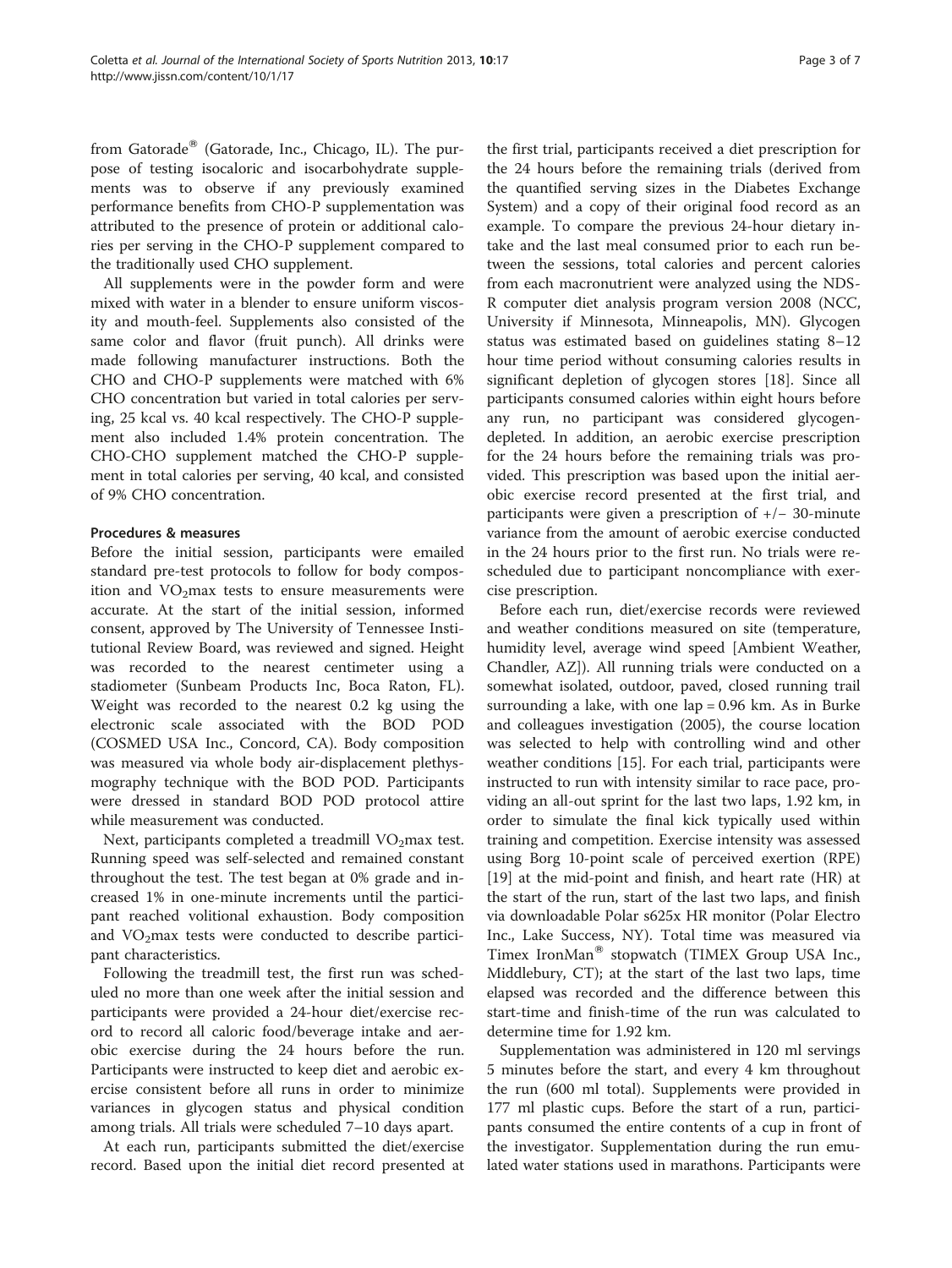from Gatorade® (Gatorade, Inc., Chicago, IL). The purpose of testing isocaloric and isocarbohydrate supplements was to observe if any previously examined performance benefits from CHO-P supplementation was attributed to the presence of protein or additional calories per serving in the CHO-P supplement compared to the traditionally used CHO supplement.

All supplements were in the powder form and were mixed with water in a blender to ensure uniform viscosity and mouth-feel. Supplements also consisted of the same color and flavor (fruit punch). All drinks were made following manufacturer instructions. Both the CHO and CHO-P supplements were matched with 6% CHO concentration but varied in total calories per serving, 25 kcal vs. 40 kcal respectively. The CHO-P supplement also included 1.4% protein concentration. The CHO-CHO supplement matched the CHO-P supplement in total calories per serving, 40 kcal, and consisted of 9% CHO concentration.

### Procedures & measures

Before the initial session, participants were emailed standard pre-test protocols to follow for body composition and $VO_2$max tests to ensure measurements were accurate. At the start of the initial session, informed consent, approved by The University of Tennessee Institutional Review Board, was reviewed and signed. Height was recorded to the nearest centimeter using a stadiometer (Sunbeam Products Inc, Boca Raton, FL). Weight was recorded to the nearest 0.2 kg using the electronic scale associated with the BOD POD (COSMED USA Inc., Concord, CA). Body composition was measured via whole body air-displacement plethysmography technique with the BOD POD. Participants were dressed in standard BOD POD protocol attire while measurement was conducted.

Next, participants completed a treadmill $VO_2$max test. Running speed was self-selected and remained constant throughout the test. The test began at 0% grade and increased 1% in one-minute increments until the participant reached volitional exhaustion. Body composition and $VO_2$max tests were conducted to describe participant characteristics.

Following the treadmill test, the first run was scheduled no more than one week after the initial session and participants were provided a 24-hour diet/exercise record to record all caloric food/beverage intake and aerobic exercise during the 24 hours before the run. Participants were instructed to keep diet and aerobic exercise consistent before all runs in order to minimize variances in glycogen status and physical condition among trials. All trials were scheduled 7–10 days apart.

At each run, participants submitted the diet/exercise record. Based upon the initial diet record presented at the first trial, participants received a diet prescription for the 24 hours before the remaining trials (derived from the quantified serving sizes in the Diabetes Exchange System) and a copy of their original food record as an example. To compare the previous 24-hour dietary intake and the last meal consumed prior to each run between the sessions, total calories and percent calories from each macronutrient were analyzed using the NDS-R computer diet analysis program version 2008 (NCC, University if Minnesota, Minneapolis, MN). Glycogen status was estimated based on guidelines stating 8–12 hour time period without consuming calories results in significant depletion of glycogen stores [18]. Since all participants consumed calories within eight hours before any run, no participant was considered glycogen-depleted. In addition, an aerobic exercise prescription for the 24 hours before the remaining trials was provided. This prescription was based upon the initial aerobic exercise record presented at the first trial, and participants were given a prescription of +/− 30-minute variance from the amount of aerobic exercise conducted in the 24 hours prior to the first run. No trials were rescheduled due to participant noncompliance with exercise prescription.

Before each run, diet/exercise records were reviewed and weather conditions measured on site (temperature, humidity level, average wind speed [Ambient Weather, Chandler, AZ]). All running trials were conducted on a somewhat isolated, outdoor, paved, closed running trail surrounding a lake, with one lap = 0.96 km. As in Burke and colleagues investigation (2005), the course location was selected to help with controlling wind and other weather conditions [15]. For each trial, participants were instructed to run with intensity similar to race pace, providing an all-out sprint for the last two laps, 1.92 km, in order to simulate the final kick typically used within training and competition. Exercise intensity was assessed using Borg 10-point scale of perceived exertion (RPE) [19] at the mid-point and finish, and heart rate (HR) at the start of the run, start of the last two laps, and finish via downloadable Polar s625x HR monitor (Polar Electro Inc., Lake Success, NY). Total time was measured via Timex IronMan® stopwatch (TIMEX Group USA Inc., Middlebury, CT); at the start of the last two laps, time elapsed was recorded and the difference between this start-time and finish-time of the run was calculated to determine time for 1.92 km.

Supplementation was administered in 120 ml servings 5 minutes before the start, and every 4 km throughout the run (600 ml total). Supplements were provided in 177 ml plastic cups. Before the start of a run, participants consumed the entire contents of a cup in front of the investigator. Supplementation during the run emulated water stations used in marathons. Participants were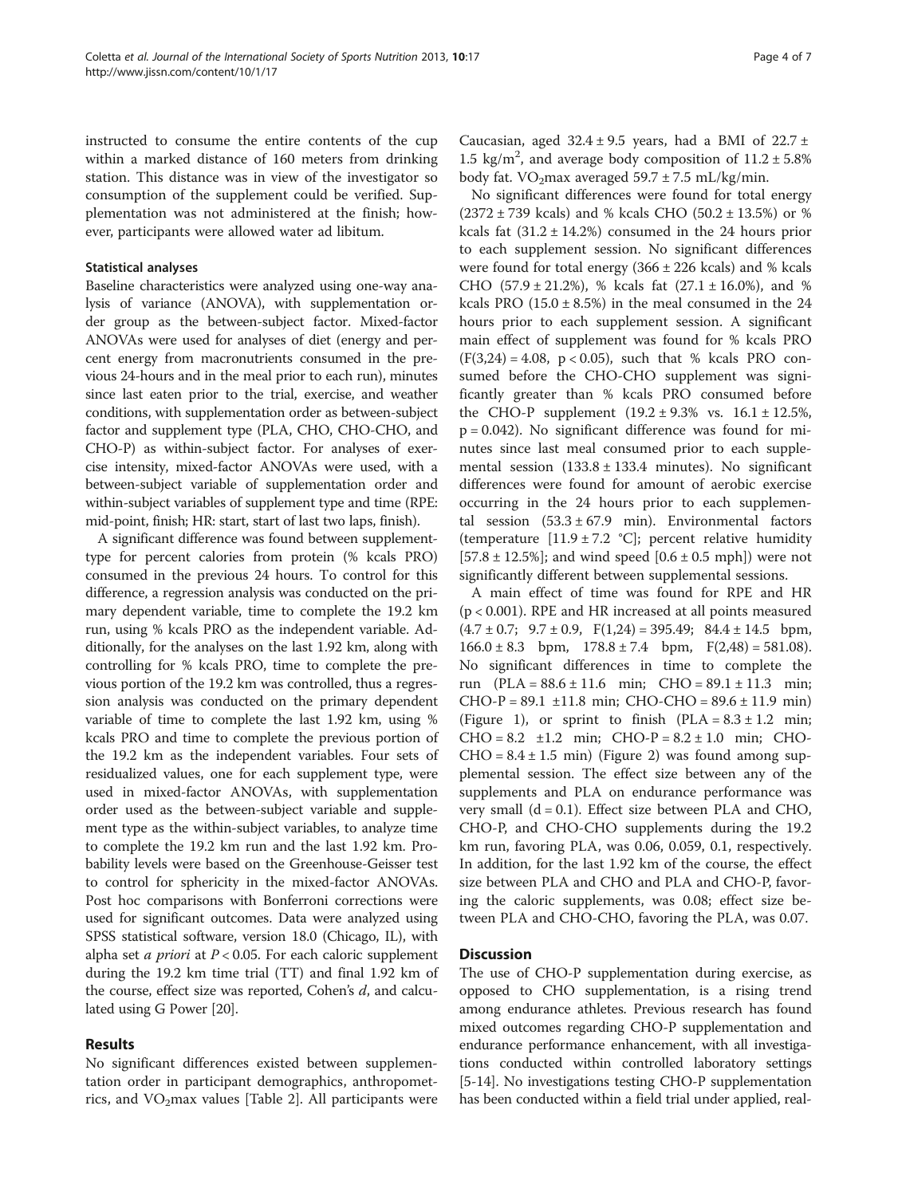instructed to consume the entire contents of the cup within a marked distance of 160 meters from drinking station. This distance was in view of the investigator so consumption of the supplement could be verified. Supplementation was not administered at the finish; however, participants were allowed water ad libitum.

### Statistical analyses

Baseline characteristics were analyzed using one-way analysis of variance (ANOVA), with supplementation order group as the between-subject factor. Mixed-factor ANOVAs were used for analyses of diet (energy and percent energy from macronutrients consumed in the previous 24-hours and in the meal prior to each run), minutes since last eaten prior to the trial, exercise, and weather conditions, with supplementation order as between-subject factor and supplement type (PLA, CHO, CHO-CHO, and CHO-P) as within-subject factor. For analyses of exercise intensity, mixed-factor ANOVAs were used, with a between-subject variable of supplementation order and within-subject variables of supplement type and time (RPE: mid-point, finish; HR: start, start of last two laps, finish).

A significant difference was found between supplement-type for percent calories from protein (% kcals PRO) consumed in the previous 24 hours. To control for this difference, a regression analysis was conducted on the primary dependent variable, time to complete the 19.2 km run, using % kcals PRO as the independent variable. Additionally, for the analyses on the last 1.92 km, along with controlling for % kcals PRO, time to complete the previous portion of the 19.2 km was controlled, thus a regression analysis was conducted on the primary dependent variable of time to complete the last 1.92 km, using % kcals PRO and time to complete the previous portion of the 19.2 km as the independent variables. Four sets of residualized values, one for each supplement type, were used in mixed-factor ANOVAs, with supplementation order used as the between-subject variable and supplement type as the within-subject variables, to analyze time to complete the 19.2 km run and the last 1.92 km. Probability levels were based on the Greenhouse-Geisser test to control for sphericity in the mixed-factor ANOVAs. Post hoc comparisons with Bonferroni corrections were used for significant outcomes. Data were analyzed using SPSS statistical software, version 18.0 (Chicago, IL), with alpha set *a priori* at $P < 0.05$. For each caloric supplement during the 19.2 km time trial (TT) and final 1.92 km of the course, effect size was reported, Cohen's $d$, and calculated using G Power [20].

## Results

No significant differences existed between supplementation order in participant demographics, anthropometrics, and $VO_2$max values [Table 2]. All participants were Caucasian, aged $32.4 \pm 9.5$ years, had a BMI of $22.7 \pm 1.5$ kg/m$^2$, and average body composition of $11.2 \pm 5.8\%$ body fat. $VO_2$max averaged $59.7 \pm 7.5$ mL/kg/min.

No significant differences were found for total energy ($2372 \pm 739$ kcals) and % kcals CHO ($50.2 \pm 13.5\%$) or % kcals fat ($31.2 \pm 14.2\%$) consumed in the 24 hours prior to each supplement session. No significant differences were found for total energy ($366 \pm 226$ kcals) and % kcals CHO ($57.9 \pm 21.2\%$), % kcals fat ($27.1 \pm 16.0\%$), and % kcals PRO ($15.0 \pm 8.5\%$) in the meal consumed in the 24 hours prior to each supplement session. A significant main effect of supplement was found for % kcals PRO ($F(3,24) = 4.08$, $p < 0.05$), such that % kcals PRO consumed before the CHO-CHO supplement was significantly greater than % kcals PRO consumed before the CHO-P supplement ($19.2 \pm 9.3\%$ vs. $16.1 \pm 12.5\%$, $p = 0.042$). No significant difference was found for minutes since last meal consumed prior to each supplemental session ($133.8 \pm 133.4$ minutes). No significant differences were found for amount of aerobic exercise occurring in the 24 hours prior to each supplemental session ($53.3 \pm 67.9$ min). Environmental factors (temperature [$11.9 \pm 7.2$ °C]; percent relative humidity [$57.8 \pm 12.5\%$]; and wind speed [$0.6 \pm 0.5$ mph]) were not significantly different between supplemental sessions.

A main effect of time was found for RPE and HR ($p < 0.001$). RPE and HR increased at all points measured ($4.7 \pm 0.7$; $9.7 \pm 0.9$, $F(1,24) = 395.49$; $84.4 \pm 14.5$ bpm, $166.0 \pm 8.3$ bpm, $178.8 \pm 7.4$ bpm, $F(2,48) = 581.08$). No significant differences in time to complete the run (PLA = $88.6 \pm 11.6$ min; CHO = $89.1 \pm 11.3$ min; CHO-P = $89.1 \pm 11.8$ min; CHO-CHO = $89.6 \pm 11.9$ min) (Figure 1), or sprint to finish (PLA = $8.3 \pm 1.2$ min; CHO = $8.2 \pm 1.2$ min; CHO-P = $8.2 \pm 1.0$ min; CHO-CHO = $8.4 \pm 1.5$ min) (Figure 2) was found among supplemental session. The effect size between any of the supplements and PLA on endurance performance was very small ($d = 0.1$). Effect size between PLA and CHO, CHO-P, and CHO-CHO supplements during the 19.2 km run, favoring PLA, was 0.06, 0.059, 0.1, respectively. In addition, for the last 1.92 km of the course, the effect size between PLA and CHO and PLA and CHO-P, favoring the caloric supplements, was 0.08; effect size between PLA and CHO-CHO, favoring the PLA, was 0.07.

## Discussion

The use of CHO-P supplementation during exercise, as opposed to CHO supplementation, is a rising trend among endurance athletes. Previous research has found mixed outcomes regarding CHO-P supplementation and endurance performance enhancement, with all investigations conducted within controlled laboratory settings [5-14]. No investigations testing CHO-P supplementation has been conducted within a field trial under applied, real-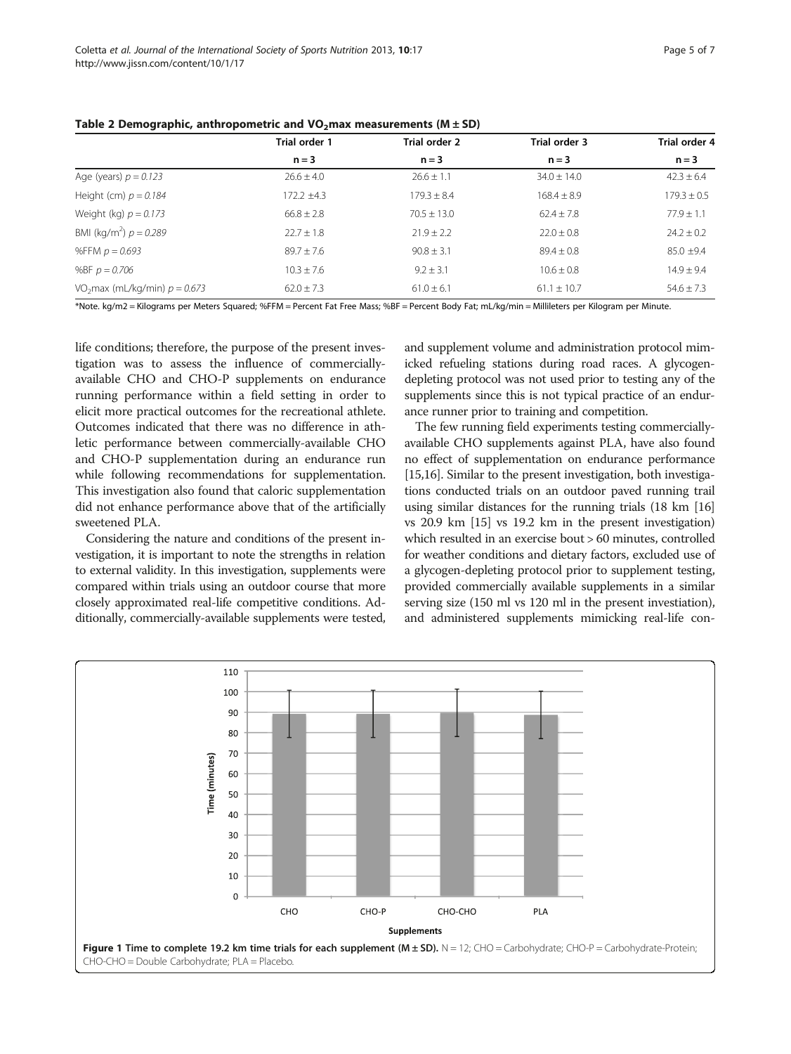**Table 2 Demographic, anthropometric and $VO_2$max measurements (M ± SD)**

| | Trial order 1 | Trial order 2 | Trial order 3 | Trial order 4 |
|---|---|---|---|---|
| | n = 3 | n = 3 | n = 3 | n = 3 |
| Age (years) $p = 0.123$ | 26.6 ± 4.0 | 26.6 ± 1.1 | 34.0 ± 14.0 | 42.3 ± 6.4 |
| Height (cm) $p = 0.184$ | 172.2 ±4.3 | 179.3 ± 8.4 | 168.4 ± 8.9 | 179.3 ± 0.5 |
| Weight (kg) $p = 0.173$ | 66.8 ± 2.8 | 70.5 ± 13.0 | 62.4 ± 7.8 | 77.9 ± 1.1 |
| BMI (kg/$m^2$) $p = 0.289$ | 22.7 ± 1.8 | 21.9 ± 2.2 | 22.0 ± 0.8 | 24.2 ± 0.2 |
| %FFM $p = 0.693$ | 89.7 ± 7.6 | 90.8 ± 3.1 | 89.4 ± 0.8 | 85.0 ±9.4 |
| %BF $p = 0.706$ | 10.3 ± 7.6 | 9.2 ± 3.1 | 10.6 ± 0.8 | 14.9 ± 9.4 |
| $VO_2$max (mL/kg/min) $p = 0.673$ | 62.0 ± 7.3 | 61.0 ± 6.1 | 61.1 ± 10.7 | 54.6 ± 7.3 |

*Note. kg/m2 = Kilograms per Meters Squared; %FFM = Percent Fat Free Mass; %BF = Percent Body Fat; mL/kg/min = Millileters per Kilogram per Minute.

life conditions; therefore, the purpose of the present investigation was to assess the influence of commercially-available CHO and CHO-P supplements on endurance running performance within a field setting in order to elicit more practical outcomes for the recreational athlete. Outcomes indicated that there was no difference in athletic performance between commercially-available CHO and CHO-P supplementation during an endurance run while following recommendations for supplementation. This investigation also found that caloric supplementation did not enhance performance above that of the artificially sweetened PLA.

Considering the nature and conditions of the present investigation, it is important to note the strengths in relation to external validity. In this investigation, supplements were compared within trials using an outdoor course that more closely approximated real-life competitive conditions. Additionally, commercially-available supplements were tested, and supplement volume and administration protocol mimicked refueling stations during road races. A glycogen-depleting protocol was not used prior to testing any of the supplements since this is not typical practice of an endurance runner prior to training and competition.

The few running field experiments testing commercially-available CHO supplements against PLA, have also found no effect of supplementation on endurance performance [15,16]. Similar to the present investigation, both investigations conducted trials on an outdoor paved running trail using similar distances for the running trials (18 km [16] vs 20.9 km [15] vs 19.2 km in the present investigation) which resulted in an exercise bout > 60 minutes, controlled for weather conditions and dietary factors, excluded use of a glycogen-depleting protocol prior to supplement testing, provided commercially available supplements in a similar serving size (150 ml vs 120 ml in the present investiation), and administered supplements mimicking real-life con-

**Figure 1 Time to complete 19.2 km time trials for each supplement (M ± SD).** N = 12; CHO = Carbohydrate; CHO-P = Carbohydrate-Protein; CHO-CHO = Double Carbohydrate; PLA = Placebo.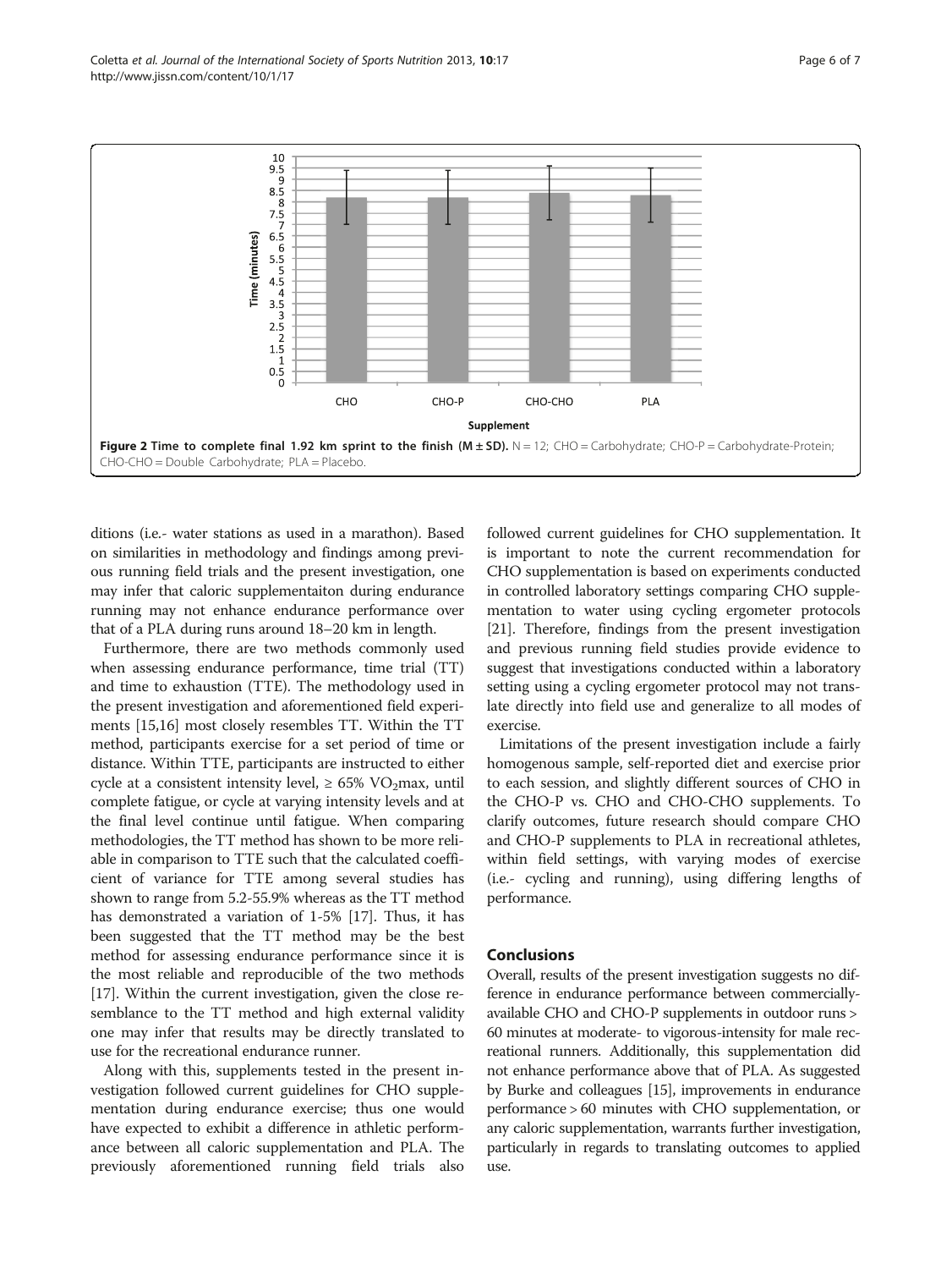**Figure 2 Time to complete final 1.92 km sprint to the finish (M ± SD).** N = 12; CHO = Carbohydrate; CHO-P = Carbohydrate-Protein; CHO-CHO = Double Carbohydrate; PLA = Placebo.

ditions (i.e.- water stations as used in a marathon). Based on similarities in methodology and findings among previous running field trials and the present investigation, one may infer that caloric supplementaiton during endurance running may not enhance endurance performance over that of a PLA during runs around 18–20 km in length.

Furthermore, there are two methods commonly used when assessing endurance performance, time trial (TT) and time to exhaustion (TTE). The methodology used in the present investigation and aforementioned field experiments [15,16] most closely resembles TT. Within the TT method, participants exercise for a set period of time or distance. Within TTE, participants are instructed to either cycle at a consistent intensity level, ≥ 65% $VO_2$max, until complete fatigue, or cycle at varying intensity levels and at the final level continue until fatigue. When comparing methodologies, the TT method has shown to be more reliable in comparison to TTE such that the calculated coefficient of variance for TTE among several studies has shown to range from 5.2-55.9% whereas as the TT method has demonstrated a variation of 1-5% [17]. Thus, it has been suggested that the TT method may be the best method for assessing endurance performance since it is the most reliable and reproducible of the two methods [17]. Within the current investigation, given the close resemblance to the TT method and high external validity one may infer that results may be directly translated to use for the recreational endurance runner.

Along with this, supplements tested in the present investigation followed current guidelines for CHO supplementation during endurance exercise; thus one would have expected to exhibit a difference in athletic performance between all caloric supplementation and PLA. The previously aforementioned running field trials also followed current guidelines for CHO supplementation. It is important to note the current recommendation for CHO supplementation is based on experiments conducted in controlled laboratory settings comparing CHO supplementation to water using cycling ergometer protocols [21]. Therefore, findings from the present investigation and previous running field studies provide evidence to suggest that investigations conducted within a laboratory setting using a cycling ergometer protocol may not translate directly into field use and generalize to all modes of exercise.

Limitations of the present investigation include a fairly homogenous sample, self-reported diet and exercise prior to each session, and slightly different sources of CHO in the CHO-P vs. CHO and CHO-CHO supplements. To clarify outcomes, future research should compare CHO and CHO-P supplements to PLA in recreational athletes, within field settings, with varying modes of exercise (i.e.- cycling and running), using differing lengths of performance.

## Conclusions

Overall, results of the present investigation suggests no difference in endurance performance between commercially-available CHO and CHO-P supplements in outdoor runs > 60 minutes at moderate- to vigorous-intensity for male recreational runners. Additionally, this supplementation did not enhance performance above that of PLA. As suggested by Burke and colleagues [15], improvements in endurance performance > 60 minutes with CHO supplementation, or any caloric supplementation, warrants further investigation, particularly in regards to translating outcomes to applied use.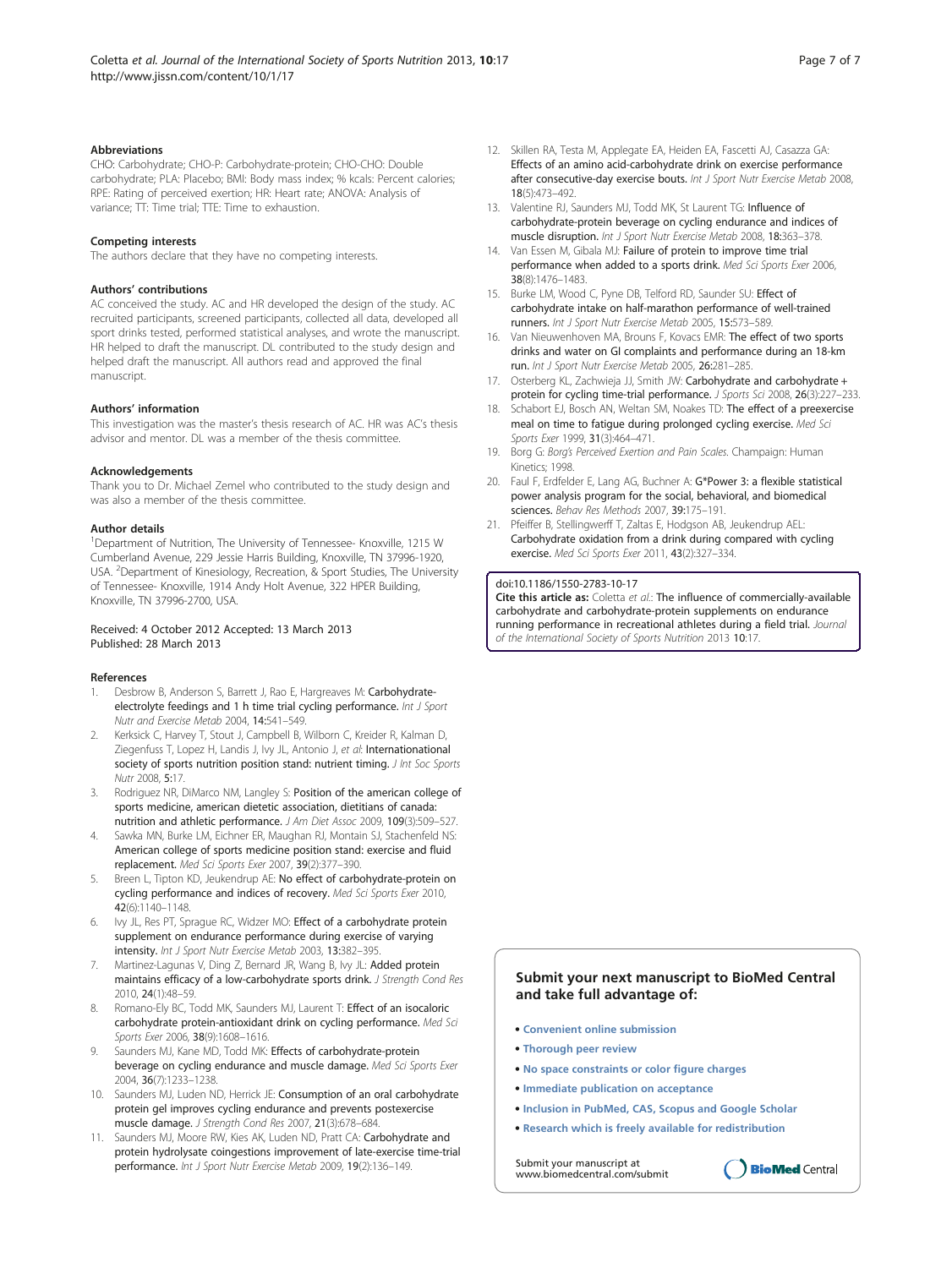### Abbreviations

CHO: Carbohydrate; CHO-P: Carbohydrate-protein; CHO-CHO: Double carbohydrate; PLA: Placebo; BMI: Body mass index; % kcals: Percent calories; RPE: Rating of perceived exertion; HR: Heart rate; ANOVA: Analysis of variance; TT: Time trial; TTE: Time to exhaustion.

### Competing interests

The authors declare that they have no competing interests.

### Authors' contributions

AC conceived the study. AC and HR developed the design of the study. AC recruited participants, screened participants, collected all data, developed all sport drinks tested, performed statistical analyses, and wrote the manuscript. HR helped to draft the manuscript. DL contributed to the study design and helped draft the manuscript. All authors read and approved the final manuscript.

### Authors' information

This investigation was the master's thesis research of AC. HR was AC's thesis advisor and mentor. DL was a member of the thesis committee.

### Acknowledgements

Thank you to Dr. Michael Zemel who contributed to the study design and was also a member of the thesis committee.

### Author details

[1]Department of Nutrition, The University of Tennessee- Knoxville, 1215 W Cumberland Avenue, 229 Jessie Harris Building, Knoxville, TN 37996-1920, USA. [2]Department of Kinesiology, Recreation, & Sport Studies, The University of Tennessee- Knoxville, 1914 Andy Holt Avenue, 322 HPER Building, Knoxville, TN 37996-2700, USA.

Received: 4 October 2012 Accepted: 13 March 2013
Published: 28 March 2013

### References

1. Desbrow B, Anderson S, Barrett J, Rao E, Hargreaves M: **Carbohydrate-electrolyte feedings and 1 h time trial cycling performance.** *Int J Sport Nutr and Exercise Metab* 2004, **14:**541–549.
2. Kerksick C, Harvey T, Stout J, Campbell B, Wilborn C, Kreider R, Kalman D, Ziegenfuss T, Lopez H, Landis J, Ivy JL, Antonio J, *et al*: **International society of sports nutrition position stand: nutrient timing.** *J Int Soc Sports Nutr* 2008, **5:**17.
3. Rodriguez NR, DiMarco NM, Langley S: **Position of the american college of sports medicine, american dietetic association, dietitians of canada: nutrition and athletic performance.** *J Am Diet Assoc* 2009, **109**(3):509–527.
4. Sawka MN, Burke LM, Eichner ER, Maughan RJ, Montain SJ, Stachenfeld NS: **American college of sports medicine position stand: exercise and fluid replacement.** *Med Sci Sports Exer* 2007, **39**(2):377–390.
5. Breen L, Tipton KD, Jeukendrup AE: **No effect of carbohydrate-protein on cycling performance and indices of recovery.** *Med Sci Sports Exer* 2010, **42**(6):1140–1148.
6. Ivy JL, Res PT, Sprague RC, Widzer MO: **Effect of a carbohydrate protein supplement on endurance performance during exercise of varying intensity.** *Int J Sport Nutr Exercise Metab* 2003, **13:**382–395.
7. Martinez-Lagunas V, Ding Z, Bernard JR, Wang B, Ivy JL: **Added protein maintains efficacy of a low-carbohydrate sports drink.** *J Strength Cond Res* 2010, **24**(1):48–59.
8. Romano-Ely BC, Todd MK, Saunders MJ, Laurent T: **Effect of an isocaloric carbohydrate protein-antioxidant drink on cycling performance.** *Med Sci Sports Exer* 2006, **38**(9):1608–1616.
9. Saunders MJ, Kane MD, Todd MK: **Effects of carbohydrate-protein beverage on cycling endurance and muscle damage.** *Med Sci Sports Exer* 2004, **36**(7):1233–1238.
10. Saunders MJ, Luden ND, Herrick JE: **Consumption of an oral carbohydrate protein gel improves cycling endurance and prevents postexercise muscle damage.** *J Strength Cond Res* 2007, **21**(3):678–684.
11. Saunders MJ, Moore RW, Kies AK, Luden ND, Pratt CA: **Carbohydrate and protein hydrolysate coingestions improvement of late-exercise time-trial performance.** *Int J Sport Nutr Exercise Metab* 2009, **19**(2):136–149.
12. Skillen RA, Testa M, Applegate EA, Heiden EA, Fascetti AJ, Casazza GA: **Effects of an amino acid-carbohydrate drink on exercise performance after consecutive-day exercise bouts.** *Int J Sport Nutr Exercise Metab* 2008, **18**(5):473–492.
13. Valentine RJ, Saunders MJ, Todd MK, St Laurent TG: **Influence of carbohydrate-protein beverage on cycling endurance and indices of muscle disruption.** *Int J Sport Nutr Exercise Metab* 2008, **18:**363–378.
14. Van Essen M, Gibala MJ: **Failure of protein to improve time trial performance when added to a sports drink.** *Med Sci Sports Exer* 2006, **38**(8):1476–1483.
15. Burke LM, Wood C, Pyne DB, Telford RD, Saunder SU: **Effect of carbohydrate intake on half-marathon performance of well-trained runners.** *Int J Sport Nutr Exercise Metab* 2005, **15:**573–589.
16. Van Nieuwenhoven MA, Brouns F, Kovacs EMR: **The effect of two sports drinks and water on GI complaints and performance during an 18-km run.** *Int J Sport Nutr Exercise Metab* 2005, **26:**281–285.
17. Osterberg KL, Zachwieja JJ, Smith JW: **Carbohydrate and carbohydrate + protein for cycling time-trial performance.** *J Sports Sci* 2008, **26**(3):227–233.
18. Schabort EJ, Bosch AN, Weltan SM, Noakes TD: **The effect of a preexercise meal on time to fatigue during prolonged cycling exercise.** *Med Sci Sports Exer* 1999, **31**(3):464–471.
19. Borg G: *Borg's Perceived Exertion and Pain Scales.* Champaign: Human Kinetics; 1998.
20. Faul F, Erdfelder E, Lang AG, Buchner A: **G*Power 3: a flexible statistical power analysis program for the social, behavioral, and biomedical sciences.** *Behav Res Methods* 2007, **39:**175–191.
21. Pfeiffer B, Stellingwerff T, Zaltas E, Hodgson AB, Jeukendrup AEL: **Carbohydrate oxidation from a drink during compared with cycling exercise.** *Med Sci Sports Exer* 2011, **43**(2):327–334.

doi:10.1186/1550-2783-10-17
**Cite this article as:** Coletta *et al.*: The influence of commercially-available carbohydrate and carbohydrate-protein supplements on endurance running performance in recreational athletes during a field trial. *Journal of the International Society of Sports Nutrition* 2013 **10:**17.

**Submit your next manuscript to BioMed Central and take full advantage of:**

- Convenient online submission
- Thorough peer review
- No space constraints or color figure charges
- Immediate publication on acceptance
- Inclusion in PubMed, CAS, Scopus and Google Scholar
- Research which is freely available for redistribution

Submit your manuscript at
www.biomedcentral.com/submit

BioMed Central